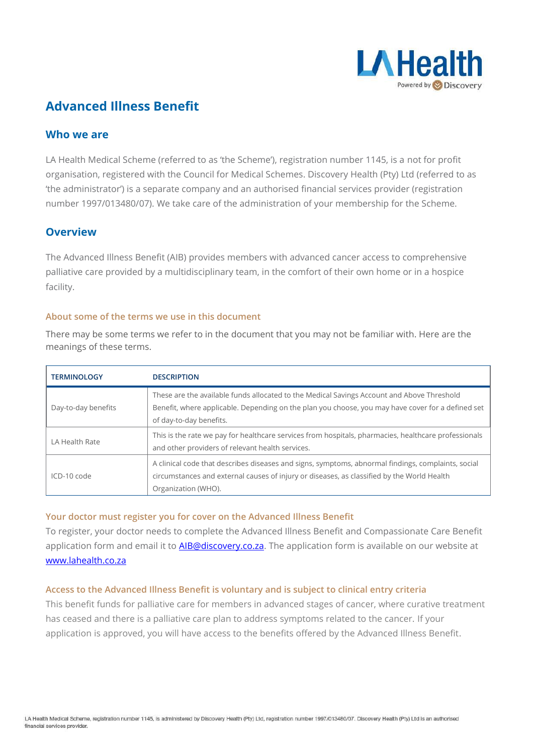# Advanced Illness Benefit

## Who we are

LA Health Medical Scheme (referred to as 'the Scheme'), registration number 1145, is a not for profit organisation, registered with the Council for Medical Schemes. Discovery Health (Pty) Ltd (referred to as 'the administrator') is a separate company and an authorised financial services provider (registration number 1997/013480/07). We take care of the administration of your membership for the Scheme.

## Overview

The Advanced Illness Benefit (AIB) provides members with advanced cancer access to comprehensive palliative care provided by a multidisciplinary team, in the comfort of their own home or in a hospice facility.

### About some of the terms we use in this document

There may be some terms we refer to in the document that you may not be familiar with. Here are the meanings of these terms.

| TERMINOLOGY | DESCRIPTION |
|---|---|
| Day-to-day benefits | These are the available funds allocated to the Medical Savings Account and Above Threshold Benefit, where applicable. Depending on the plan you choose, you may have cover for a defined set of day-to-day benefits. |
| LA Health Rate | This is the rate we pay for healthcare services from hospitals, pharmacies, healthcare professionals and other providers of relevant health services. |
| ICD-10 code | A clinical code that describes diseases and signs, symptoms, abnormal findings, complaints, social circumstances and external causes of injury or diseases, as classified by the World Health Organization (WHO). |

### Your doctor must register you for cover on the Advanced Illness Benefit

To register, your doctor needs to complete the Advanced Illness Benefit and Compassionate Care Benefit application form and email it to AIB@discovery.co.za. The application form is available on our website at www.lahealth.co.za

### Access to the Advanced Illness Benefit is voluntary and is subject to clinical entry criteria

This benefit funds for palliative care for members in advanced stages of cancer, where curative treatment has ceased and there is a palliative care plan to address symptoms related to the cancer. If your application is approved, you will have access to the benefits offered by the Advanced Illness Benefit.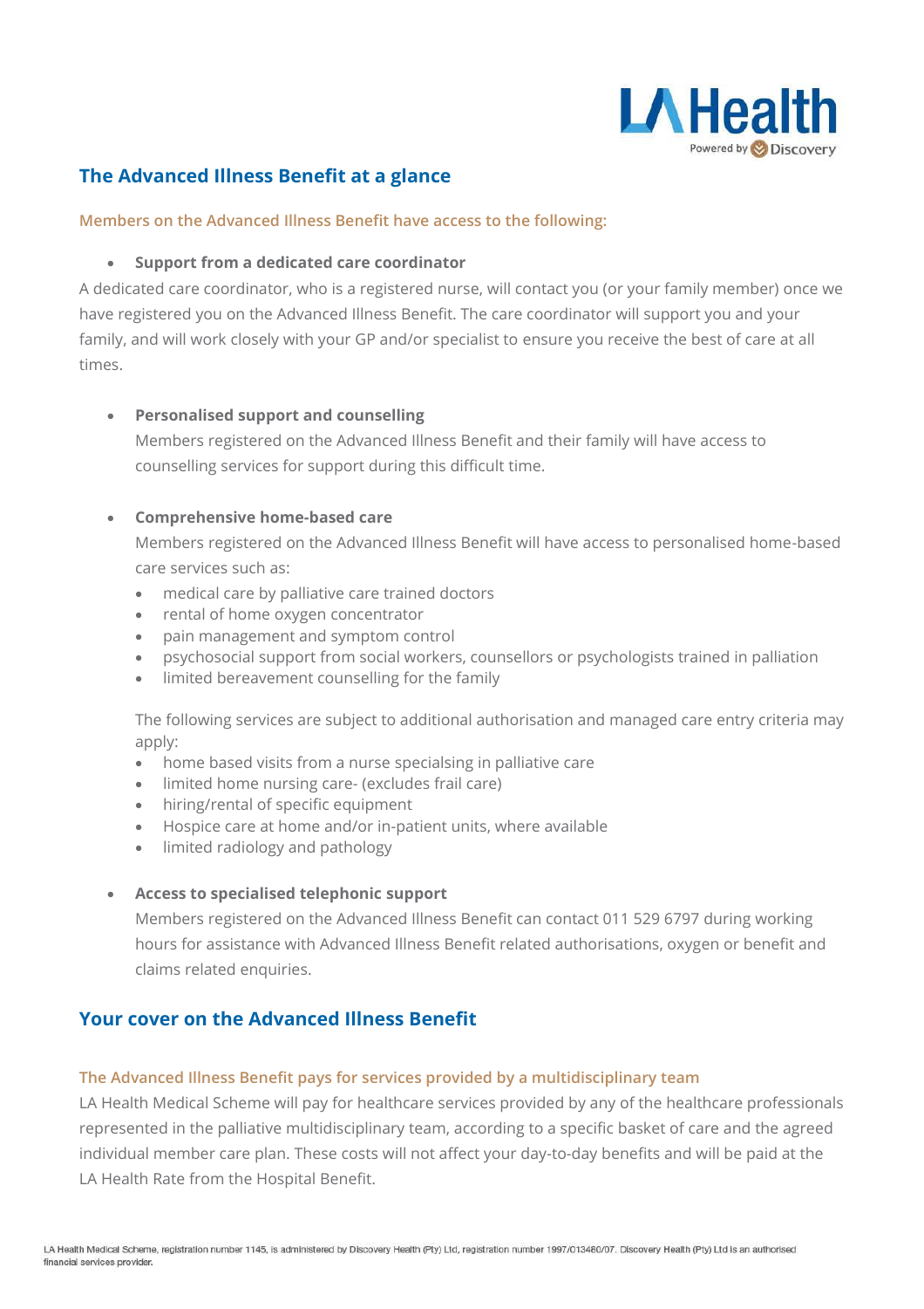## The Advanced Illness Benefit at a glance

### Members on the Advanced Illness Benefit have access to the following:

- **Support from a dedicated care coordinator**

A dedicated care coordinator, who is a registered nurse, will contact you (or your family member) once we have registered you on the Advanced Illness Benefit. The care coordinator will support you and your family, and will work closely with your GP and/or specialist to ensure you receive the best of care at all times.

- **Personalised support and counselling**

  Members registered on the Advanced Illness Benefit and their family will have access to counselling services for support during this difficult time.

- **Comprehensive home-based care**

  Members registered on the Advanced Illness Benefit will have access to personalised home-based care services such as:

  - medical care by palliative care trained doctors
  - rental of home oxygen concentrator
  - pain management and symptom control
  - psychosocial support from social workers, counsellors or psychologists trained in palliation
  - limited bereavement counselling for the family

  The following services are subject to additional authorisation and managed care entry criteria may apply:

  - home based visits from a nurse specialsing in palliative care
  - limited home nursing care- (excludes frail care)
  - hiring/rental of specific equipment
  - Hospice care at home and/or in-patient units, where available
  - limited radiology and pathology

- **Access to specialised telephonic support**

  Members registered on the Advanced Illness Benefit can contact 011 529 6797 during working hours for assistance with Advanced Illness Benefit related authorisations, oxygen or benefit and claims related enquiries.

## Your cover on the Advanced Illness Benefit

### The Advanced Illness Benefit pays for services provided by a multidisciplinary team

LA Health Medical Scheme will pay for healthcare services provided by any of the healthcare professionals represented in the palliative multidisciplinary team, according to a specific basket of care and the agreed individual member care plan. These costs will not affect your day-to-day benefits and will be paid at the LA Health Rate from the Hospital Benefit.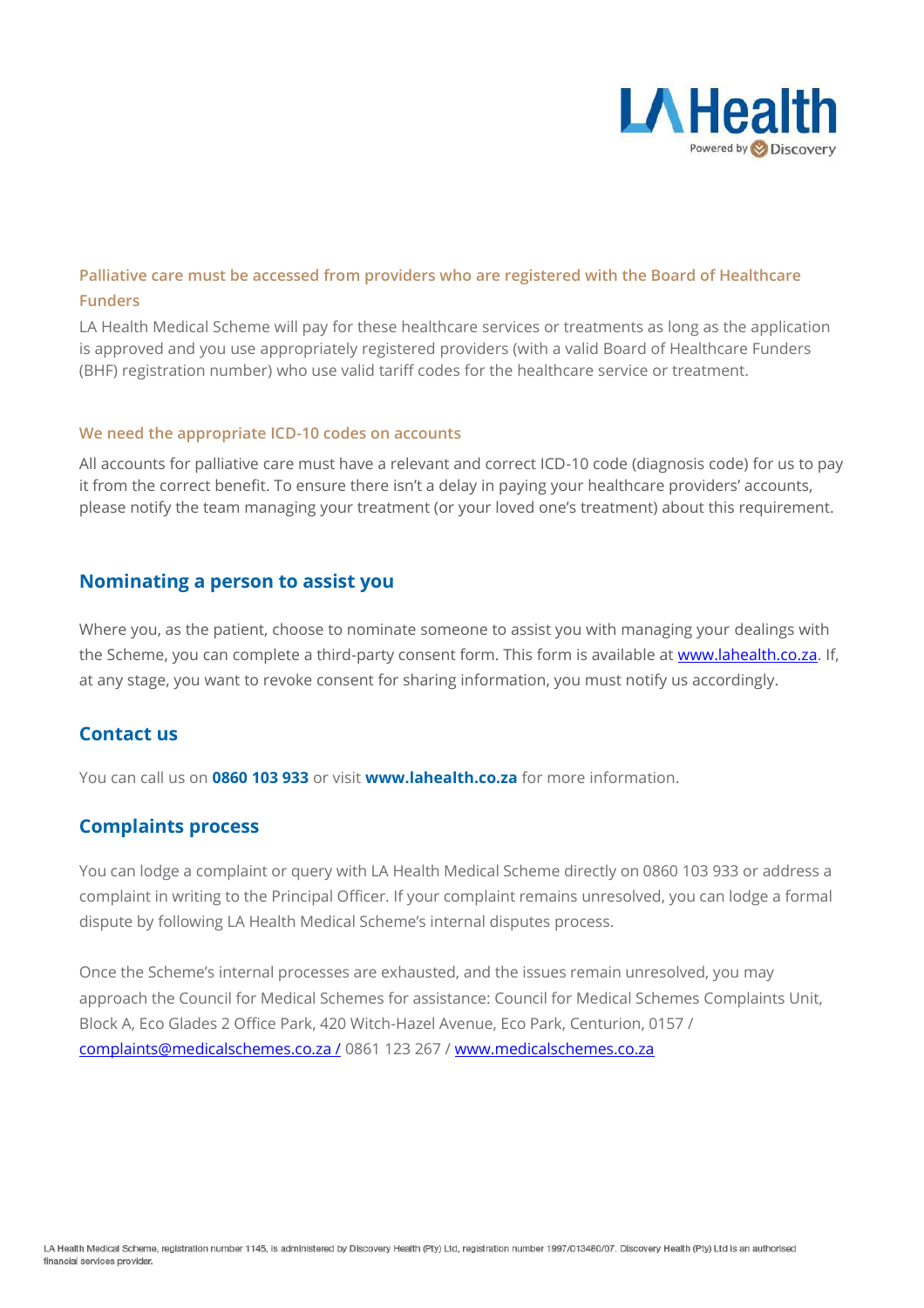### Palliative care must be accessed from providers who are registered with the Board of Healthcare Funders

LA Health Medical Scheme will pay for these healthcare services or treatments as long as the application is approved and you use appropriately registered providers (with a valid Board of Healthcare Funders (BHF) registration number) who use valid tariff codes for the healthcare service or treatment.

### We need the appropriate ICD-10 codes on accounts

All accounts for palliative care must have a relevant and correct ICD-10 code (diagnosis code) for us to pay it from the correct benefit. To ensure there isn't a delay in paying your healthcare providers' accounts, please notify the team managing your treatment (or your loved one's treatment) about this requirement.

## Nominating a person to assist you

Where you, as the patient, choose to nominate someone to assist you with managing your dealings with the Scheme, you can complete a third-party consent form. This form is available at www.lahealth.co.za. If, at any stage, you want to revoke consent for sharing information, you must notify us accordingly.

## Contact us

You can call us on **0860 103 933** or visit **www.lahealth.co.za** for more information.

## Complaints process

You can lodge a complaint or query with LA Health Medical Scheme directly on 0860 103 933 or address a complaint in writing to the Principal Officer. If your complaint remains unresolved, you can lodge a formal dispute by following LA Health Medical Scheme's internal disputes process.

Once the Scheme's internal processes are exhausted, and the issues remain unresolved, you may approach the Council for Medical Schemes for assistance: Council for Medical Schemes Complaints Unit, Block A, Eco Glades 2 Office Park, 420 Witch-Hazel Avenue, Eco Park, Centurion, 0157 / complaints@medicalschemes.co.za / 0861 123 267 / www.medicalschemes.co.za

LA Health Medical Scheme, registration number 1145, is administered by Discovery Health (Pty) Ltd, registration number 1997/013480/07. Discovery Health (Pty) Ltd is an authorised financial services provider.